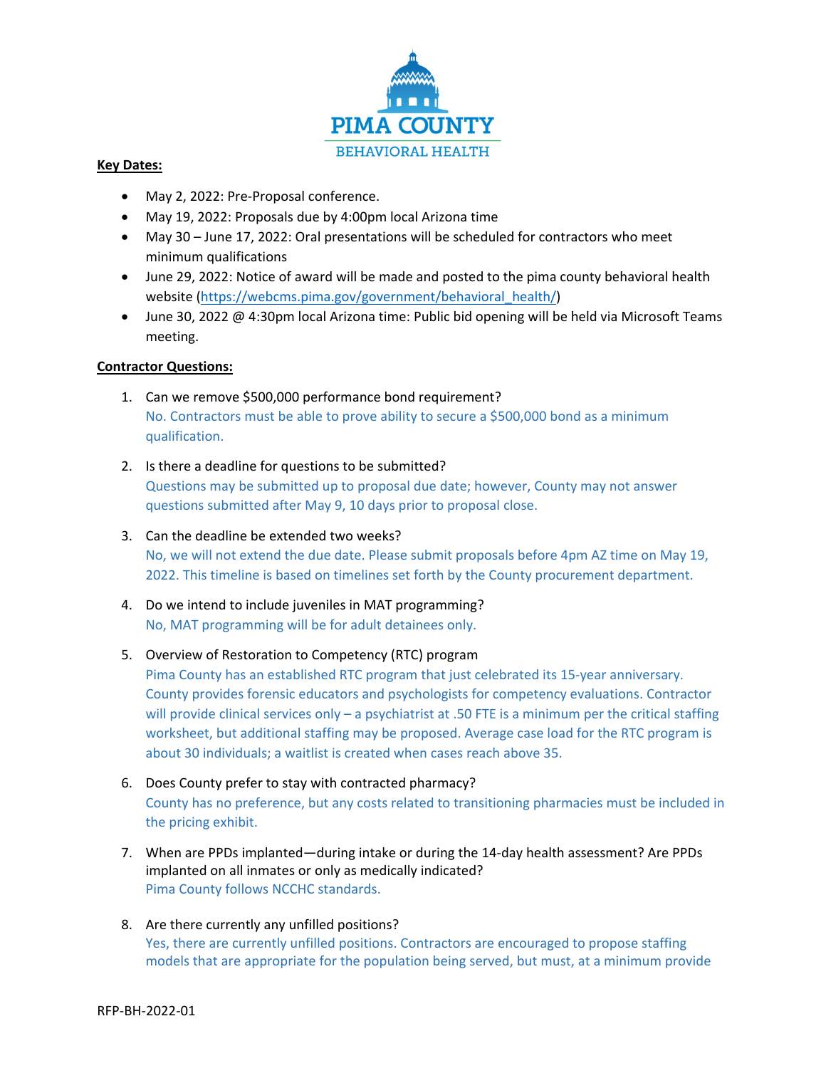PIMA COUNTY

BEHAVIORAL HEALTH

**Key Dates:**

- May 2, 2022: Pre-Proposal conference.
- May 19, 2022: Proposals due by 4:00pm local Arizona time
- May 30 – June 17, 2022: Oral presentations will be scheduled for contractors who meet minimum qualifications
- June 29, 2022: Notice of award will be made and posted to the pima county behavioral health website (https://webcms.pima.gov/government/behavioral_health/)
- June 30, 2022 @ 4:30pm local Arizona time: Public bid opening will be held via Microsoft Teams meeting.

**Contractor Questions:**

1. Can we remove $500,000 performance bond requirement?
   No. Contractors must be able to prove ability to secure a $500,000 bond as a minimum qualification.

2. Is there a deadline for questions to be submitted?
   Questions may be submitted up to proposal due date; however, County may not answer questions submitted after May 9, 10 days prior to proposal close.

3. Can the deadline be extended two weeks?
   No, we will not extend the due date. Please submit proposals before 4pm AZ time on May 19, 2022. This timeline is based on timelines set forth by the County procurement department.

4. Do we intend to include juveniles in MAT programming?
   No, MAT programming will be for adult detainees only.

5. Overview of Restoration to Competency (RTC) program
   Pima County has an established RTC program that just celebrated its 15-year anniversary. County provides forensic educators and psychologists for competency evaluations. Contractor will provide clinical services only – a psychiatrist at .50 FTE is a minimum per the critical staffing worksheet, but additional staffing may be proposed. Average case load for the RTC program is about 30 individuals; a waitlist is created when cases reach above 35.

6. Does County prefer to stay with contracted pharmacy?
   County has no preference, but any costs related to transitioning pharmacies must be included in the pricing exhibit.

7. When are PPDs implanted—during intake or during the 14-day health assessment? Are PPDs implanted on all inmates or only as medically indicated?
   Pima County follows NCCHC standards.

8. Are there currently any unfilled positions?
   Yes, there are currently unfilled positions. Contractors are encouraged to propose staffing models that are appropriate for the population being served, but must, at a minimum provide

RFP-BH-2022-01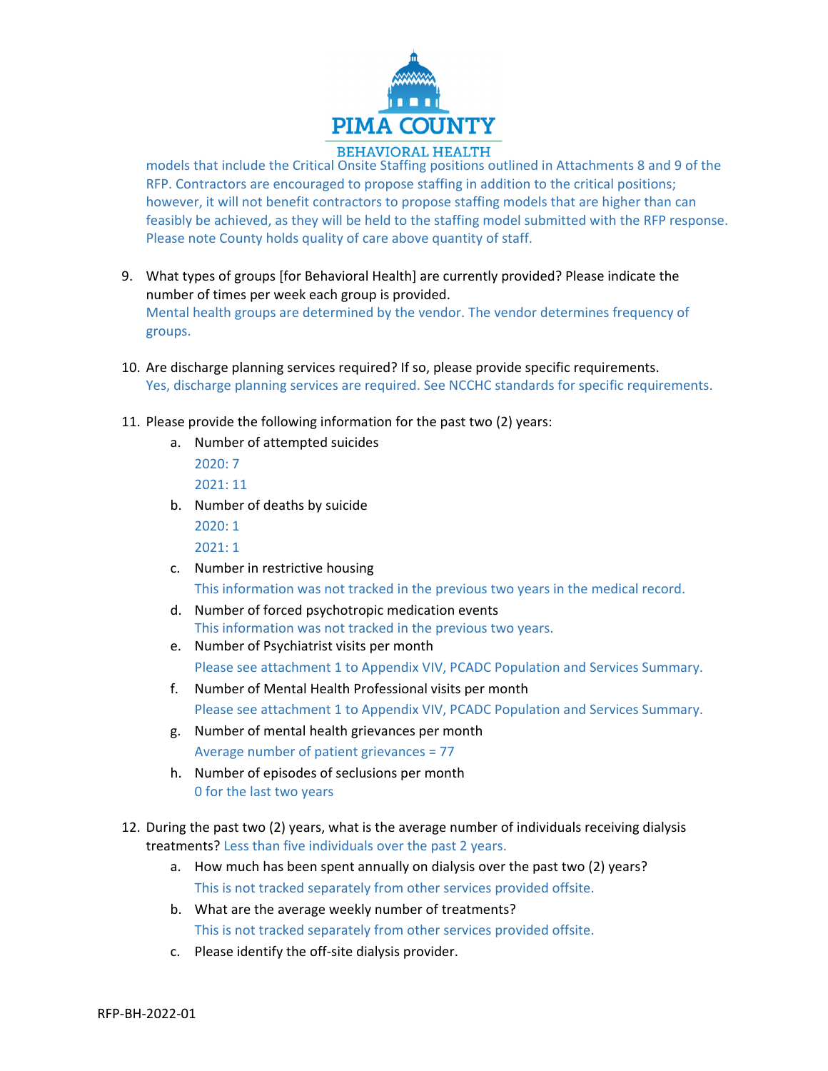models that include the Critical Onsite Staffing positions outlined in Attachments 8 and 9 of the RFP. Contractors are encouraged to propose staffing in addition to the critical positions; however, it will not benefit contractors to propose staffing models that are higher than can feasibly be achieved, as they will be held to the staffing model submitted with the RFP response. Please note County holds quality of care above quantity of staff.

9. What types of groups [for Behavioral Health] are currently provided? Please indicate the number of times per week each group is provided.
   Mental health groups are determined by the vendor. The vendor determines frequency of groups.

10. Are discharge planning services required? If so, please provide specific requirements.
    Yes, discharge planning services are required. See NCCHC standards for specific requirements.

11. Please provide the following information for the past two (2) years:
    a. Number of attempted suicides
       2020: 7
       2021: 11
    b. Number of deaths by suicide
       2020: 1
       2021: 1
    c. Number in restrictive housing
       This information was not tracked in the previous two years in the medical record.
    d. Number of forced psychotropic medication events
       This information was not tracked in the previous two years.
    e. Number of Psychiatrist visits per month
       Please see attachment 1 to Appendix VIV, PCADC Population and Services Summary.
    f. Number of Mental Health Professional visits per month
       Please see attachment 1 to Appendix VIV, PCADC Population and Services Summary.
    g. Number of mental health grievances per month
       Average number of patient grievances = 77
    h. Number of episodes of seclusions per month
       0 for the last two years

12. During the past two (2) years, what is the average number of individuals receiving dialysis treatments? Less than five individuals over the past 2 years.
    a. How much has been spent annually on dialysis over the past two (2) years?
       This is not tracked separately from other services provided offsite.
    b. What are the average weekly number of treatments?
       This is not tracked separately from other services provided offsite.
    c. Please identify the off-site dialysis provider.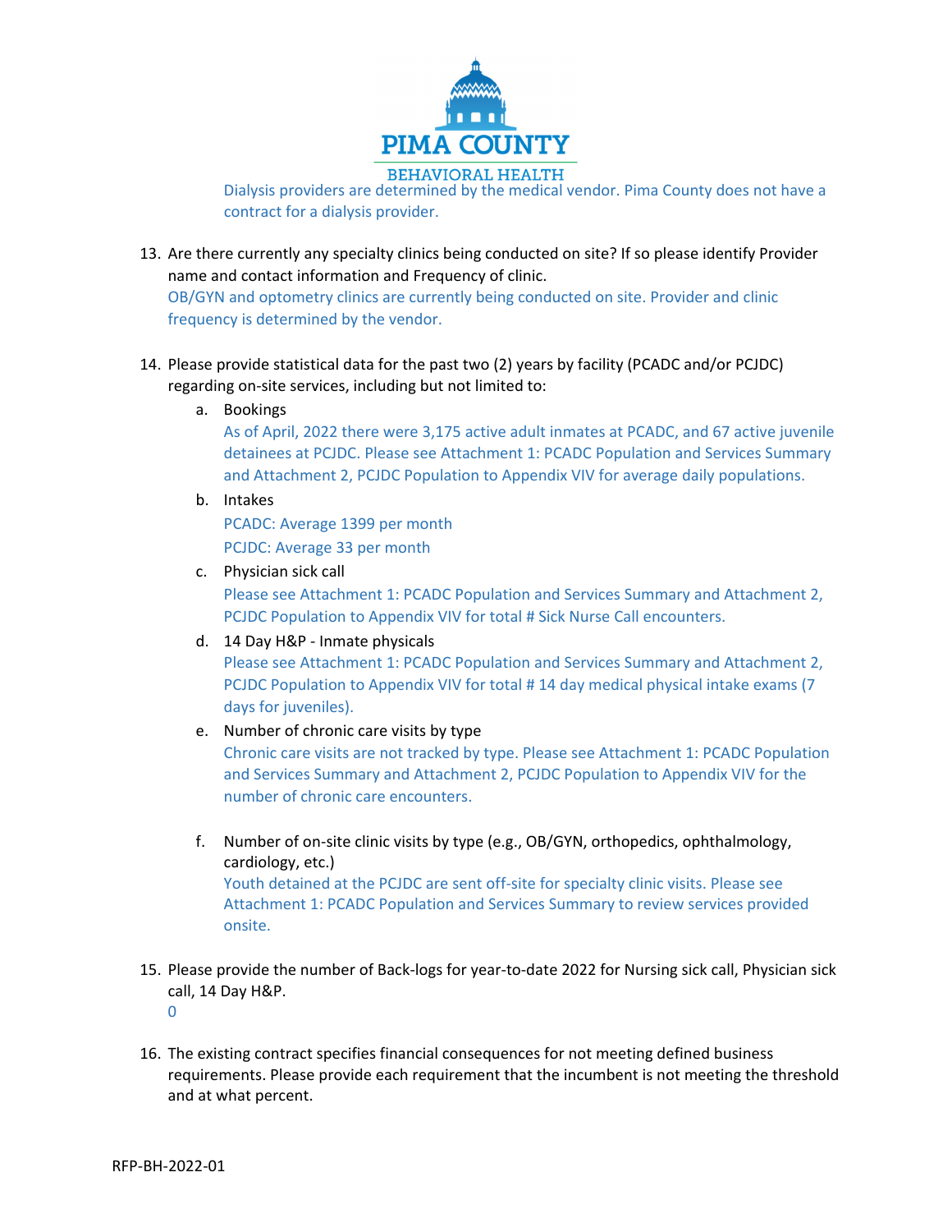Dialysis providers are determined by the medical vendor. Pima County does not have a contract for a dialysis provider.

13. Are there currently any specialty clinics being conducted on site? If so please identify Provider name and contact information and Frequency of clinic.
    OB/GYN and optometry clinics are currently being conducted on site. Provider and clinic frequency is determined by the vendor.

14. Please provide statistical data for the past two (2) years by facility (PCADC and/or PCJDC) regarding on-site services, including but not limited to:
    a. Bookings
       As of April, 2022 there were 3,175 active adult inmates at PCADC, and 67 active juvenile detainees at PCJDC. Please see Attachment 1: PCADC Population and Services Summary and Attachment 2, PCJDC Population to Appendix VIV for average daily populations.
    b. Intakes
       PCADC: Average 1399 per month
       PCJDC: Average 33 per month
    c. Physician sick call
       Please see Attachment 1: PCADC Population and Services Summary and Attachment 2, PCJDC Population to Appendix VIV for total # Sick Nurse Call encounters.
    d. 14 Day H&P - Inmate physicals
       Please see Attachment 1: PCADC Population and Services Summary and Attachment 2, PCJDC Population to Appendix VIV for total # 14 day medical physical intake exams (7 days for juveniles).
    e. Number of chronic care visits by type
       Chronic care visits are not tracked by type. Please see Attachment 1: PCADC Population and Services Summary and Attachment 2, PCJDC Population to Appendix VIV for the number of chronic care encounters.
    f. Number of on-site clinic visits by type (e.g., OB/GYN, orthopedics, ophthalmology, cardiology, etc.)
       Youth detained at the PCJDC are sent off-site for specialty clinic visits. Please see Attachment 1: PCADC Population and Services Summary to review services provided onsite.

15. Please provide the number of Back-logs for year-to-date 2022 for Nursing sick call, Physician sick call, 14 Day H&P.
    0

16. The existing contract specifies financial consequences for not meeting defined business requirements. Please provide each requirement that the incumbent is not meeting the threshold and at what percent.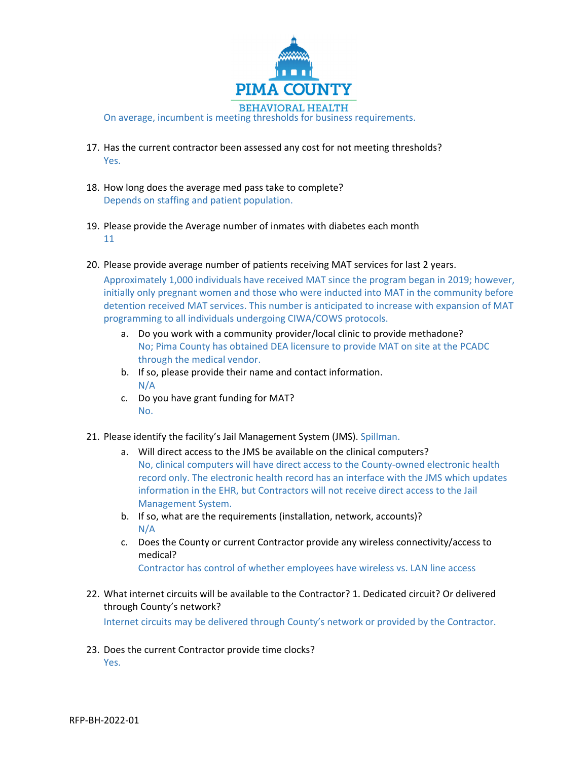On average, incumbent is meeting thresholds for business requirements.

17. Has the current contractor been assessed any cost for not meeting thresholds?
    Yes.

18. How long does the average med pass take to complete?
    Depends on staffing and patient population.

19. Please provide the Average number of inmates with diabetes each month
    11

20. Please provide average number of patients receiving MAT services for last 2 years.
    Approximately 1,000 individuals have received MAT since the program began in 2019; however, initially only pregnant women and those who were inducted into MAT in the community before detention received MAT services. This number is anticipated to increase with expansion of MAT programming to all individuals undergoing CIWA/COWS protocols.
    a. Do you work with a community provider/local clinic to provide methadone?
       No; Pima County has obtained DEA licensure to provide MAT on site at the PCADC through the medical vendor.
    b. If so, please provide their name and contact information.
       N/A
    c. Do you have grant funding for MAT?
       No.

21. Please identify the facility's Jail Management System (JMS). Spillman.
    a. Will direct access to the JMS be available on the clinical computers?
       No, clinical computers will have direct access to the County-owned electronic health record only. The electronic health record has an interface with the JMS which updates information in the EHR, but Contractors will not receive direct access to the Jail Management System.
    b. If so, what are the requirements (installation, network, accounts)?
       N/A
    c. Does the County or current Contractor provide any wireless connectivity/access to medical?
       Contractor has control of whether employees have wireless vs. LAN line access

22. What internet circuits will be available to the Contractor? 1. Dedicated circuit? Or delivered through County's network?
    Internet circuits may be delivered through County's network or provided by the Contractor.

23. Does the current Contractor provide time clocks?
    Yes.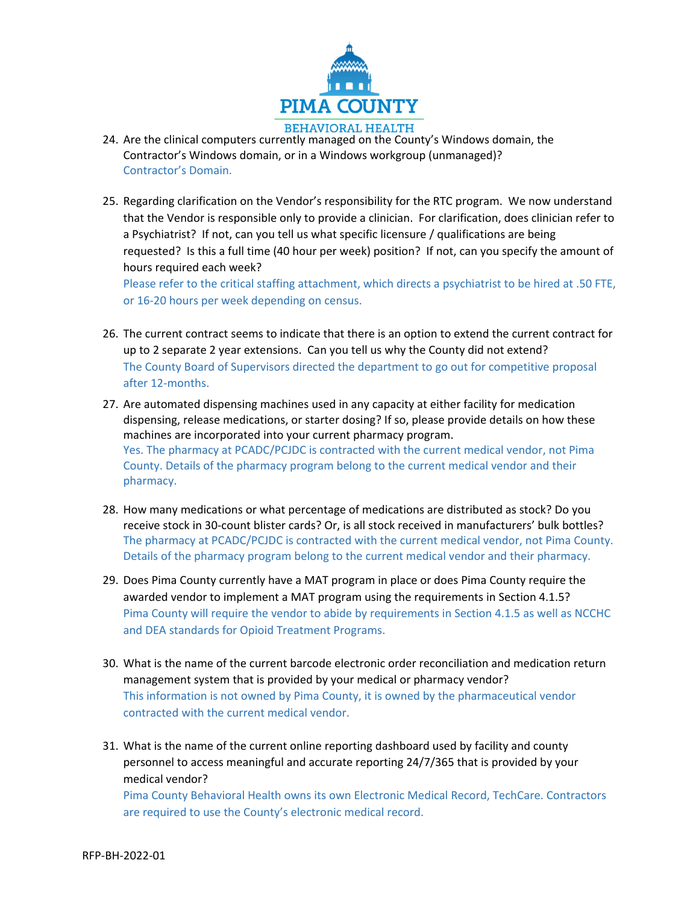24. Are the clinical computers currently managed on the County's Windows domain, the Contractor's Windows domain, or in a Windows workgroup (unmanaged)?
   Contractor's Domain.

25. Regarding clarification on the Vendor's responsibility for the RTC program. We now understand that the Vendor is responsible only to provide a clinician. For clarification, does clinician refer to a Psychiatrist? If not, can you tell us what specific licensure / qualifications are being requested? Is this a full time (40 hour per week) position? If not, can you specify the amount of hours required each week?
   Please refer to the critical staffing attachment, which directs a psychiatrist to be hired at .50 FTE, or 16-20 hours per week depending on census.

26. The current contract seems to indicate that there is an option to extend the current contract for up to 2 separate 2 year extensions. Can you tell us why the County did not extend?
   The County Board of Supervisors directed the department to go out for competitive proposal after 12-months.

27. Are automated dispensing machines used in any capacity at either facility for medication dispensing, release medications, or starter dosing? If so, please provide details on how these machines are incorporated into your current pharmacy program.
   Yes. The pharmacy at PCADC/PCJDC is contracted with the current medical vendor, not Pima County. Details of the pharmacy program belong to the current medical vendor and their pharmacy.

28. How many medications or what percentage of medications are distributed as stock? Do you receive stock in 30-count blister cards? Or, is all stock received in manufacturers' bulk bottles?
   The pharmacy at PCADC/PCJDC is contracted with the current medical vendor, not Pima County. Details of the pharmacy program belong to the current medical vendor and their pharmacy.

29. Does Pima County currently have a MAT program in place or does Pima County require the awarded vendor to implement a MAT program using the requirements in Section 4.1.5?
   Pima County will require the vendor to abide by requirements in Section 4.1.5 as well as NCCHC and DEA standards for Opioid Treatment Programs.

30. What is the name of the current barcode electronic order reconciliation and medication return management system that is provided by your medical or pharmacy vendor?
   This information is not owned by Pima County, it is owned by the pharmaceutical vendor contracted with the current medical vendor.

31. What is the name of the current online reporting dashboard used by facility and county personnel to access meaningful and accurate reporting 24/7/365 that is provided by your medical vendor?
   Pima County Behavioral Health owns its own Electronic Medical Record, TechCare. Contractors are required to use the County's electronic medical record.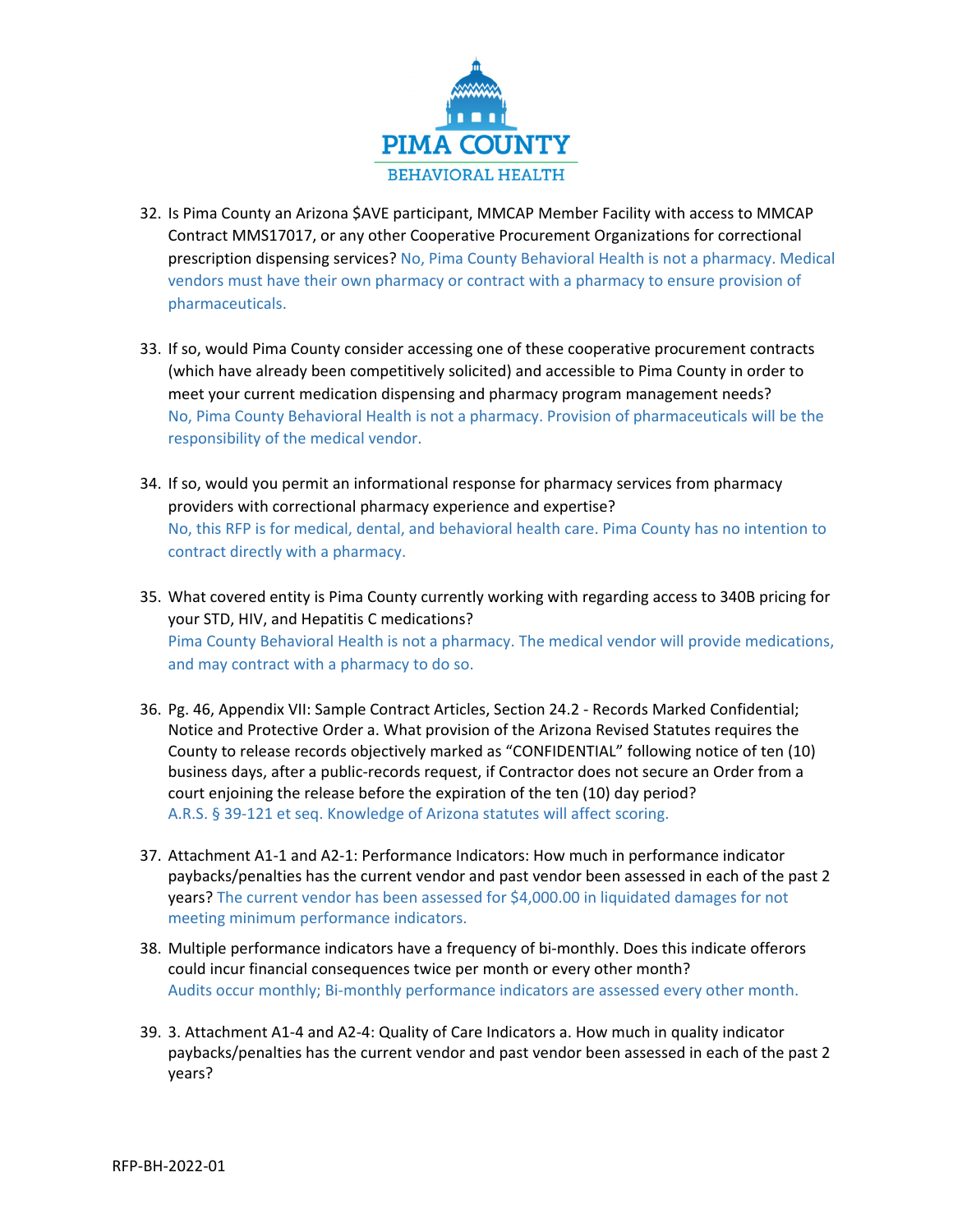32. Is Pima County an Arizona $AVE participant, MMCAP Member Facility with access to MMCAP Contract MMS17017, or any other Cooperative Procurement Organizations for correctional prescription dispensing services? No, Pima County Behavioral Health is not a pharmacy. Medical vendors must have their own pharmacy or contract with a pharmacy to ensure provision of pharmaceuticals.

33. If so, would Pima County consider accessing one of these cooperative procurement contracts (which have already been competitively solicited) and accessible to Pima County in order to meet your current medication dispensing and pharmacy program management needs?
No, Pima County Behavioral Health is not a pharmacy. Provision of pharmaceuticals will be the responsibility of the medical vendor.

34. If so, would you permit an informational response for pharmacy services from pharmacy providers with correctional pharmacy experience and expertise?
No, this RFP is for medical, dental, and behavioral health care. Pima County has no intention to contract directly with a pharmacy.

35. What covered entity is Pima County currently working with regarding access to 340B pricing for your STD, HIV, and Hepatitis C medications?
Pima County Behavioral Health is not a pharmacy. The medical vendor will provide medications, and may contract with a pharmacy to do so.

36. Pg. 46, Appendix VII: Sample Contract Articles, Section 24.2 - Records Marked Confidential; Notice and Protective Order a. What provision of the Arizona Revised Statutes requires the County to release records objectively marked as "CONFIDENTIAL" following notice of ten (10) business days, after a public-records request, if Contractor does not secure an Order from a court enjoining the release before the expiration of the ten (10) day period?
A.R.S. § 39-121 et seq. Knowledge of Arizona statutes will affect scoring.

37. Attachment A1-1 and A2-1: Performance Indicators: How much in performance indicator paybacks/penalties has the current vendor and past vendor been assessed in each of the past 2 years? The current vendor has been assessed for $4,000.00 in liquidated damages for not meeting minimum performance indicators.

38. Multiple performance indicators have a frequency of bi-monthly. Does this indicate offerors could incur financial consequences twice per month or every other month?
Audits occur monthly; Bi-monthly performance indicators are assessed every other month.

39. 3. Attachment A1-4 and A2-4: Quality of Care Indicators a. How much in quality indicator paybacks/penalties has the current vendor and past vendor been assessed in each of the past 2 years?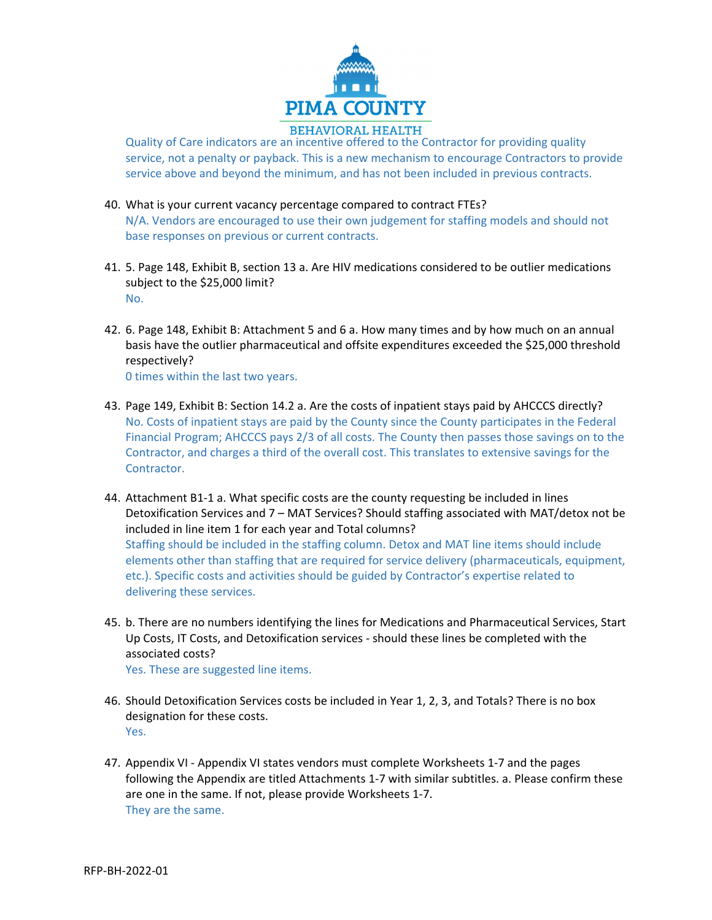Quality of Care indicators are an incentive offered to the Contractor for providing quality service, not a penalty or payback. This is a new mechanism to encourage Contractors to provide service above and beyond the minimum, and has not been included in previous contracts.

40. What is your current vacancy percentage compared to contract FTEs?
    N/A. Vendors are encouraged to use their own judgement for staffing models and should not base responses on previous or current contracts.

41. 5. Page 148, Exhibit B, section 13 a. Are HIV medications considered to be outlier medications subject to the $25,000 limit?
    No.

42. 6. Page 148, Exhibit B: Attachment 5 and 6 a. How many times and by how much on an annual basis have the outlier pharmaceutical and offsite expenditures exceeded the $25,000 threshold respectively?
    0 times within the last two years.

43. Page 149, Exhibit B: Section 14.2 a. Are the costs of inpatient stays paid by AHCCCS directly?
    No. Costs of inpatient stays are paid by the County since the County participates in the Federal Financial Program; AHCCCS pays 2/3 of all costs. The County then passes those savings on to the Contractor, and charges a third of the overall cost. This translates to extensive savings for the Contractor.

44. Attachment B1-1 a. What specific costs are the county requesting be included in lines Detoxification Services and 7 – MAT Services? Should staffing associated with MAT/detox not be included in line item 1 for each year and Total columns?
    Staffing should be included in the staffing column. Detox and MAT line items should include elements other than staffing that are required for service delivery (pharmaceuticals, equipment, etc.). Specific costs and activities should be guided by Contractor's expertise related to delivering these services.

45. b. There are no numbers identifying the lines for Medications and Pharmaceutical Services, Start Up Costs, IT Costs, and Detoxification services - should these lines be completed with the associated costs?
    Yes. These are suggested line items.

46. Should Detoxification Services costs be included in Year 1, 2, 3, and Totals? There is no box designation for these costs.
    Yes.

47. Appendix VI - Appendix VI states vendors must complete Worksheets 1-7 and the pages following the Appendix are titled Attachments 1-7 with similar subtitles. a. Please confirm these are one in the same. If not, please provide Worksheets 1-7.
    They are the same.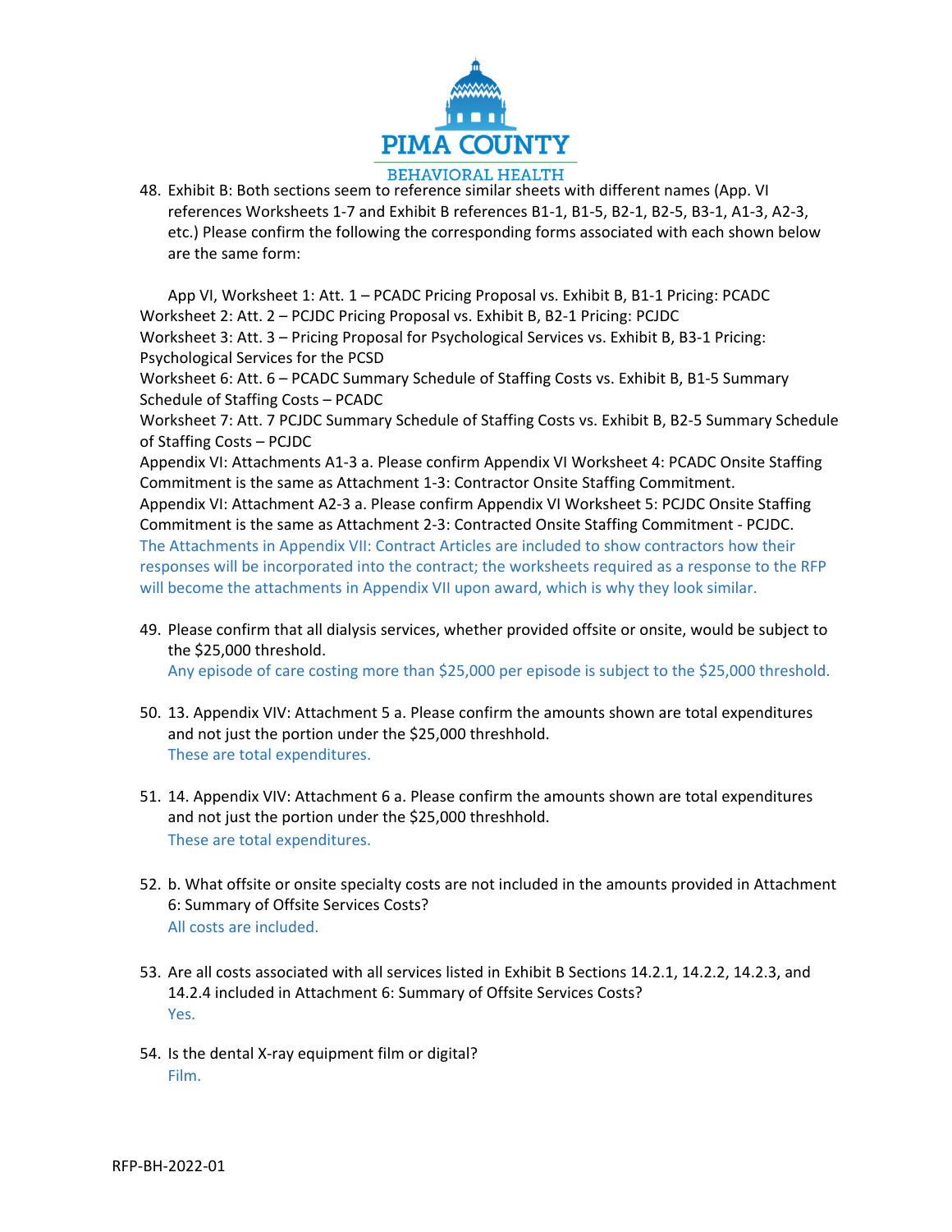48. Exhibit B: Both sections seem to reference similar sheets with different names (App. VI references Worksheets 1-7 and Exhibit B references B1-1, B1-5, B2-1, B2-5, B3-1, A1-3, A2-3, etc.) Please confirm the following the corresponding forms associated with each shown below are the same form:

    App VI, Worksheet 1: Att. 1 – PCADC Pricing Proposal vs. Exhibit B, B1-1 Pricing: PCADC
    Worksheet 2: Att. 2 – PCJDC Pricing Proposal vs. Exhibit B, B2-1 Pricing: PCJDC
    Worksheet 3: Att. 3 – Pricing Proposal for Psychological Services vs. Exhibit B, B3-1 Pricing: Psychological Services for the PCSD
    Worksheet 6: Att. 6 – PCADC Summary Schedule of Staffing Costs vs. Exhibit B, B1-5 Summary Schedule of Staffing Costs – PCADC
    Worksheet 7: Att. 7 PCJDC Summary Schedule of Staffing Costs vs. Exhibit B, B2-5 Summary Schedule of Staffing Costs – PCJDC
    Appendix VI: Attachments A1-3 a. Please confirm Appendix VI Worksheet 4: PCADC Onsite Staffing Commitment is the same as Attachment 1-3: Contractor Onsite Staffing Commitment.
    Appendix VI: Attachment A2-3 a. Please confirm Appendix VI Worksheet 5: PCJDC Onsite Staffing Commitment is the same as Attachment 2-3: Contracted Onsite Staffing Commitment - PCJDC.
    The Attachments in Appendix VII: Contract Articles are included to show contractors how their responses will be incorporated into the contract; the worksheets required as a response to the RFP will become the attachments in Appendix VII upon award, which is why they look similar.

49. Please confirm that all dialysis services, whether provided offsite or onsite, would be subject to the $25,000 threshold.
    Any episode of care costing more than $25,000 per episode is subject to the $25,000 threshold.

50. 13. Appendix VIV: Attachment 5 a. Please confirm the amounts shown are total expenditures and not just the portion under the $25,000 threshhold.
    These are total expenditures.

51. 14. Appendix VIV: Attachment 6 a. Please confirm the amounts shown are total expenditures and not just the portion under the $25,000 threshhold.
    These are total expenditures.

52. b. What offsite or onsite specialty costs are not included in the amounts provided in Attachment 6: Summary of Offsite Services Costs?
    All costs are included.

53. Are all costs associated with all services listed in Exhibit B Sections 14.2.1, 14.2.2, 14.2.3, and 14.2.4 included in Attachment 6: Summary of Offsite Services Costs?
    Yes.

54. Is the dental X-ray equipment film or digital?
    Film.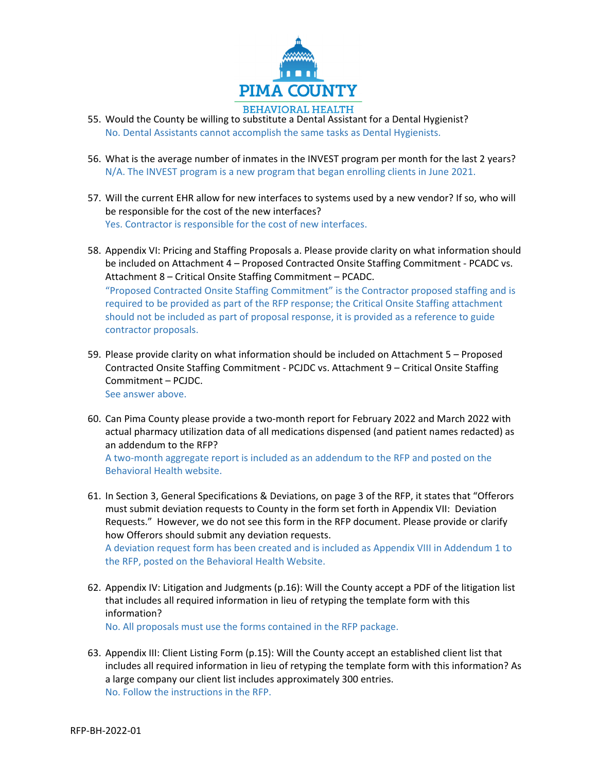55. Would the County be willing to substitute a Dental Assistant for a Dental Hygienist?
    No. Dental Assistants cannot accomplish the same tasks as Dental Hygienists.

56. What is the average number of inmates in the INVEST program per month for the last 2 years?
    N/A. The INVEST program is a new program that began enrolling clients in June 2021.

57. Will the current EHR allow for new interfaces to systems used by a new vendor? If so, who will be responsible for the cost of the new interfaces?
    Yes. Contractor is responsible for the cost of new interfaces.

58. Appendix VI: Pricing and Staffing Proposals a. Please provide clarity on what information should be included on Attachment 4 – Proposed Contracted Onsite Staffing Commitment - PCADC vs. Attachment 8 – Critical Onsite Staffing Commitment – PCADC.
    "Proposed Contracted Onsite Staffing Commitment" is the Contractor proposed staffing and is required to be provided as part of the RFP response; the Critical Onsite Staffing attachment should not be included as part of proposal response, it is provided as a reference to guide contractor proposals.

59. Please provide clarity on what information should be included on Attachment 5 – Proposed Contracted Onsite Staffing Commitment - PCJDC vs. Attachment 9 – Critical Onsite Staffing Commitment – PCJDC.
    See answer above.

60. Can Pima County please provide a two-month report for February 2022 and March 2022 with actual pharmacy utilization data of all medications dispensed (and patient names redacted) as an addendum to the RFP?
    A two-month aggregate report is included as an addendum to the RFP and posted on the Behavioral Health website.

61. In Section 3, General Specifications & Deviations, on page 3 of the RFP, it states that "Offerors must submit deviation requests to County in the form set forth in Appendix VII: Deviation Requests." However, we do not see this form in the RFP document. Please provide or clarify how Offerors should submit any deviation requests.
    A deviation request form has been created and is included as Appendix VIII in Addendum 1 to the RFP, posted on the Behavioral Health Website.

62. Appendix IV: Litigation and Judgments (p.16): Will the County accept a PDF of the litigation list that includes all required information in lieu of retyping the template form with this information?
    No. All proposals must use the forms contained in the RFP package.

63. Appendix III: Client Listing Form (p.15): Will the County accept an established client list that includes all required information in lieu of retyping the template form with this information? As a large company our client list includes approximately 300 entries.
    No. Follow the instructions in the RFP.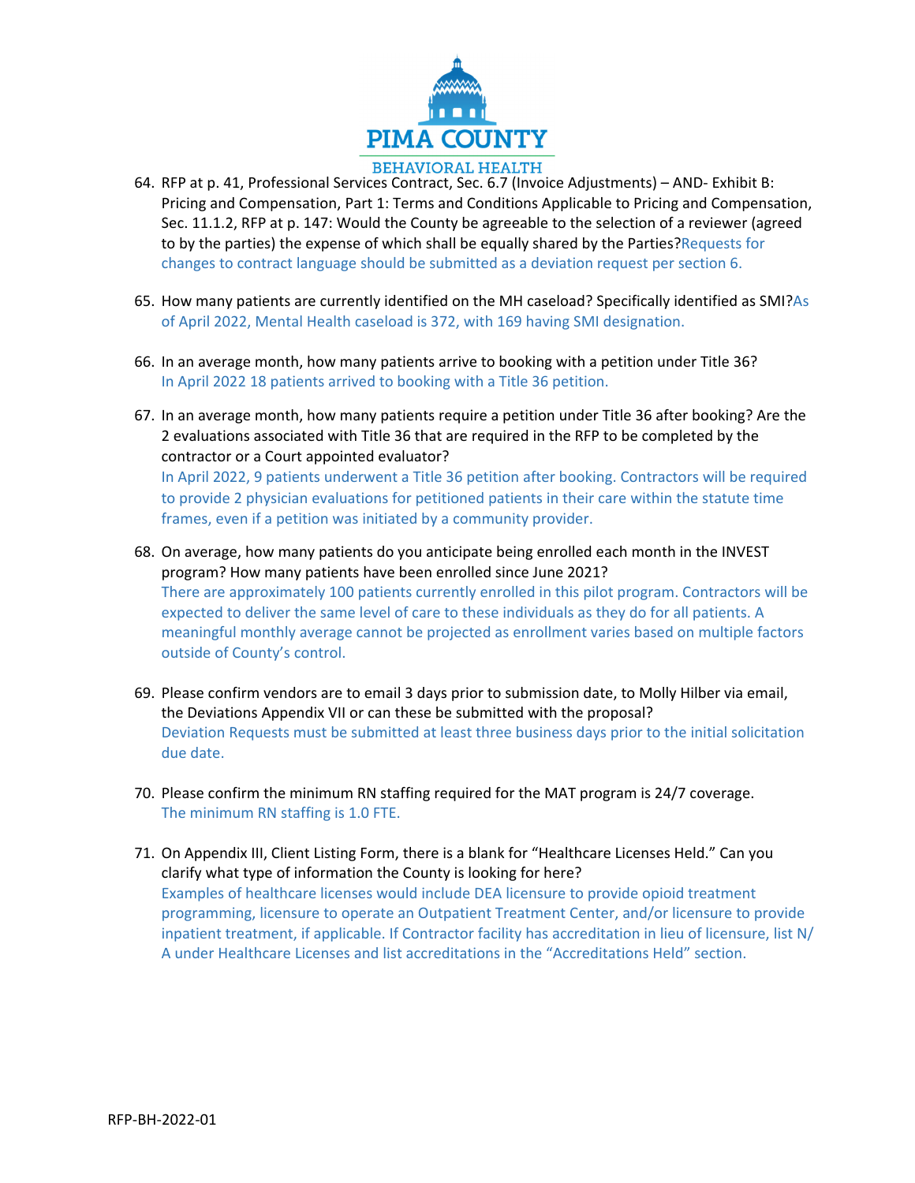PIMA COUNTY

BEHAVIORAL HEALTH

64. RFP at p. 41, Professional Services Contract, Sec. 6.7 (Invoice Adjustments) – AND- Exhibit B: Pricing and Compensation, Part 1: Terms and Conditions Applicable to Pricing and Compensation, Sec. 11.1.2, RFP at p. 147: Would the County be agreeable to the selection of a reviewer (agreed to by the parties) the expense of which shall be equally shared by the Parties? Requests for changes to contract language should be submitted as a deviation request per section 6.

65. How many patients are currently identified on the MH caseload? Specifically identified as SMI? As of April 2022, Mental Health caseload is 372, with 169 having SMI designation.

66. In an average month, how many patients arrive to booking with a petition under Title 36?
    In April 2022 18 patients arrived to booking with a Title 36 petition.

67. In an average month, how many patients require a petition under Title 36 after booking? Are the 2 evaluations associated with Title 36 that are required in the RFP to be completed by the contractor or a Court appointed evaluator?
    In April 2022, 9 patients underwent a Title 36 petition after booking. Contractors will be required to provide 2 physician evaluations for petitioned patients in their care within the statute time frames, even if a petition was initiated by a community provider.

68. On average, how many patients do you anticipate being enrolled each month in the INVEST program? How many patients have been enrolled since June 2021?
    There are approximately 100 patients currently enrolled in this pilot program. Contractors will be expected to deliver the same level of care to these individuals as they do for all patients. A meaningful monthly average cannot be projected as enrollment varies based on multiple factors outside of County's control.

69. Please confirm vendors are to email 3 days prior to submission date, to Molly Hilber via email, the Deviations Appendix VII or can these be submitted with the proposal?
    Deviation Requests must be submitted at least three business days prior to the initial solicitation due date.

70. Please confirm the minimum RN staffing required for the MAT program is 24/7 coverage.
    The minimum RN staffing is 1.0 FTE.

71. On Appendix III, Client Listing Form, there is a blank for "Healthcare Licenses Held." Can you clarify what type of information the County is looking for here?
    Examples of healthcare licenses would include DEA licensure to provide opioid treatment programming, licensure to operate an Outpatient Treatment Center, and/or licensure to provide inpatient treatment, if applicable. If Contractor facility has accreditation in lieu of licensure, list N/A under Healthcare Licenses and list accreditations in the "Accreditations Held" section.

RFP-BH-2022-01